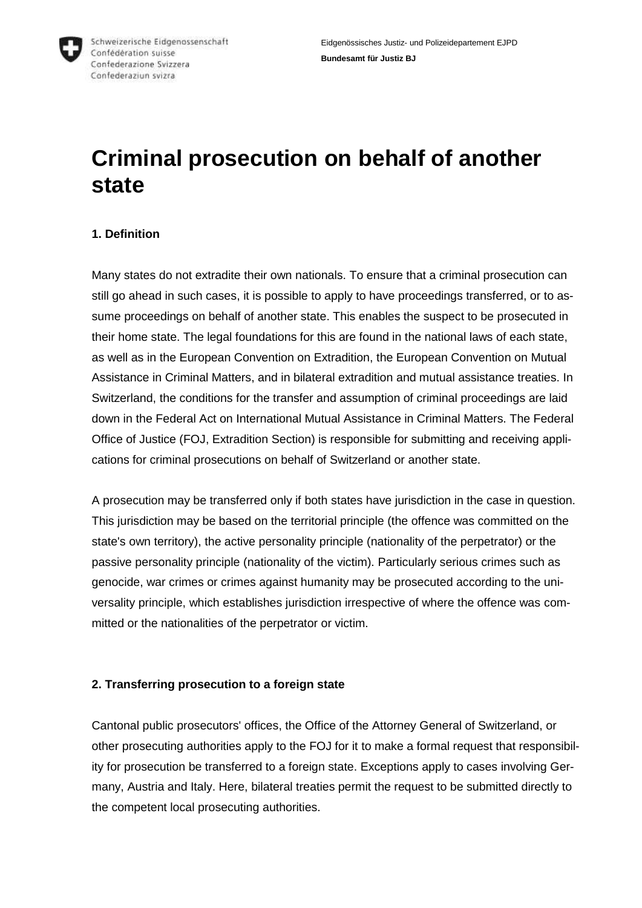# Criminal prosecution on behalf of another state

### 1. Definition

Many states do not extradite their own nationals. To ensure that a criminal prosecution can still go ahead in such cases, it is possible to apply to have proceedings transferred, or to assume proceedings on behalf of another state. This enables the suspect to be prosecuted in their home state. The legal foundations for this are found in the national laws of each state, as well as in the European Convention on Extradition, the European Convention on Mutual Assistance in Criminal Matters, and in bilateral extradition and mutual assistance treaties. In Switzerland, the conditions for the transfer and assumption of criminal proceedings are laid down in the Federal Act on International Mutual Assistance in Criminal Matters. The Federal Office of Justice (FOJ, Extradition Section) is responsible for submitting and receiving applications for criminal prosecutions on behalf of Switzerland or another state.

A prosecution may be transferred only if both states have jurisdiction in the case in question. This jurisdiction may be based on the territorial principle (the offence was committed on the state's own territory), the active personality principle (nationality of the perpetrator) or the passive personality principle (nationality of the victim). Particularly serious crimes such as genocide, war crimes or crimes against humanity may be prosecuted according to the universality principle, which establishes jurisdiction irrespective of where the offence was committed or the nationalities of the perpetrator or victim.

### 2. Transferring prosecution to a foreign state

Cantonal public prosecutors' offices, the Office of the Attorney General of Switzerland, or other prosecuting authorities apply to the FOJ for it to make a formal request that responsibility for prosecution be transferred to a foreign state. Exceptions apply to cases involving Germany, Austria and Italy. Here, bilateral treaties permit the request to be submitted directly to the competent local prosecuting authorities.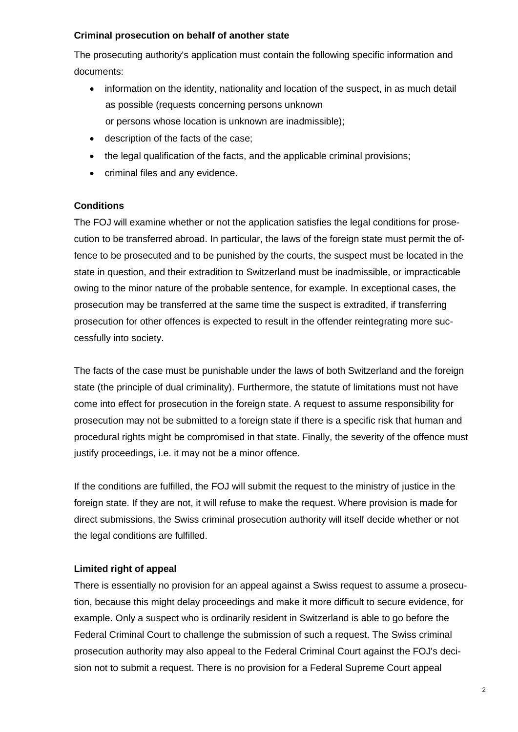**Criminal prosecution on behalf of another state**

The prosecuting authority's application must contain the following specific information and documents:

- information on the identity, nationality and location of the suspect, in as much detail as possible (requests concerning persons unknown or persons whose location is unknown are inadmissible);
- description of the facts of the case;
- the legal qualification of the facts, and the applicable criminal provisions;
- criminal files and any evidence.

**Conditions**

The FOJ will examine whether or not the application satisfies the legal conditions for prosecution to be transferred abroad. In particular, the laws of the foreign state must permit the offence to be prosecuted and to be punished by the courts, the suspect must be located in the state in question, and their extradition to Switzerland must be inadmissible, or impracticable owing to the minor nature of the probable sentence, for example. In exceptional cases, the prosecution may be transferred at the same time the suspect is extradited, if transferring prosecution for other offences is expected to result in the offender reintegrating more successfully into society.

The facts of the case must be punishable under the laws of both Switzerland and the foreign state (the principle of dual criminality). Furthermore, the statute of limitations must not have come into effect for prosecution in the foreign state. A request to assume responsibility for prosecution may not be submitted to a foreign state if there is a specific risk that human and procedural rights might be compromised in that state. Finally, the severity of the offence must justify proceedings, i.e. it may not be a minor offence.

If the conditions are fulfilled, the FOJ will submit the request to the ministry of justice in the foreign state. If they are not, it will refuse to make the request. Where provision is made for direct submissions, the Swiss criminal prosecution authority will itself decide whether or not the legal conditions are fulfilled.

**Limited right of appeal**

There is essentially no provision for an appeal against a Swiss request to assume a prosecution, because this might delay proceedings and make it more difficult to secure evidence, for example. Only a suspect who is ordinarily resident in Switzerland is able to go before the Federal Criminal Court to challenge the submission of such a request. The Swiss criminal prosecution authority may also appeal to the Federal Criminal Court against the FOJ's decision not to submit a request. There is no provision for a Federal Supreme Court appeal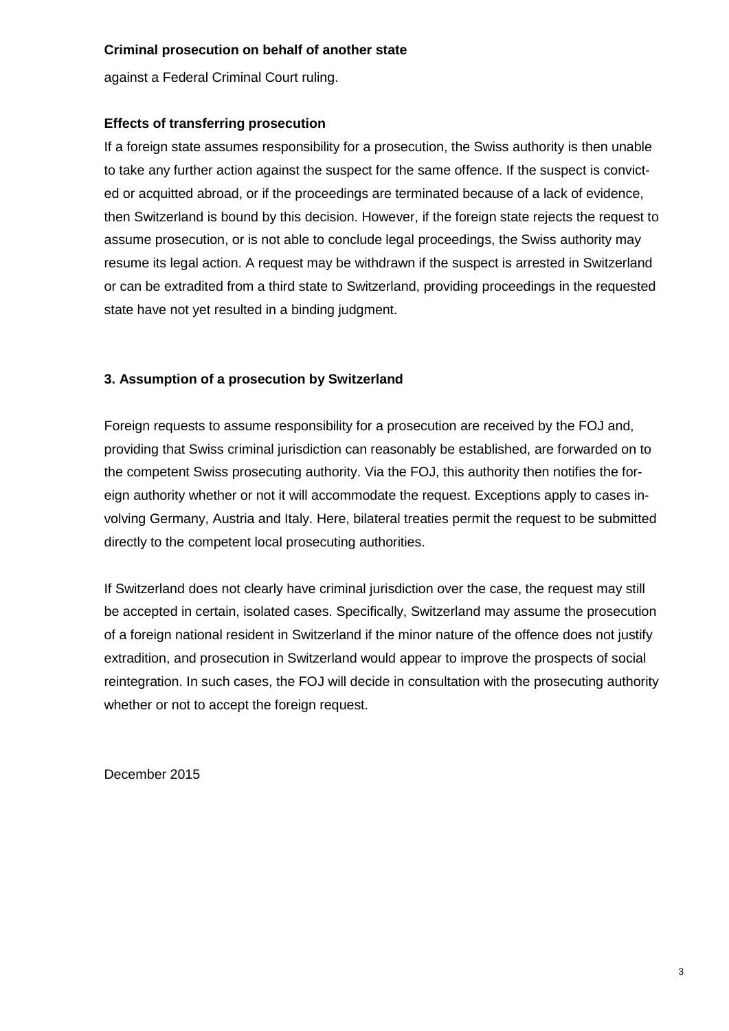against a Federal Criminal Court ruling.

### Effects of transferring prosecution

If a foreign state assumes responsibility for a prosecution, the Swiss authority is then unable to take any further action against the suspect for the same offence. If the suspect is convicted or acquitted abroad, or if the proceedings are terminated because of a lack of evidence, then Switzerland is bound by this decision. However, if the foreign state rejects the request to assume prosecution, or is not able to conclude legal proceedings, the Swiss authority may resume its legal action. A request may be withdrawn if the suspect is arrested in Switzerland or can be extradited from a third state to Switzerland, providing proceedings in the requested state have not yet resulted in a binding judgment.

## 3. Assumption of a prosecution by Switzerland

Foreign requests to assume responsibility for a prosecution are received by the FOJ and, providing that Swiss criminal jurisdiction can reasonably be established, are forwarded on to the competent Swiss prosecuting authority. Via the FOJ, this authority then notifies the foreign authority whether or not it will accommodate the request. Exceptions apply to cases involving Germany, Austria and Italy. Here, bilateral treaties permit the request to be submitted directly to the competent local prosecuting authorities.

If Switzerland does not clearly have criminal jurisdiction over the case, the request may still be accepted in certain, isolated cases. Specifically, Switzerland may assume the prosecution of a foreign national resident in Switzerland if the minor nature of the offence does not justify extradition, and prosecution in Switzerland would appear to improve the prospects of social reintegration. In such cases, the FOJ will decide in consultation with the prosecuting authority whether or not to accept the foreign request.

December 2015